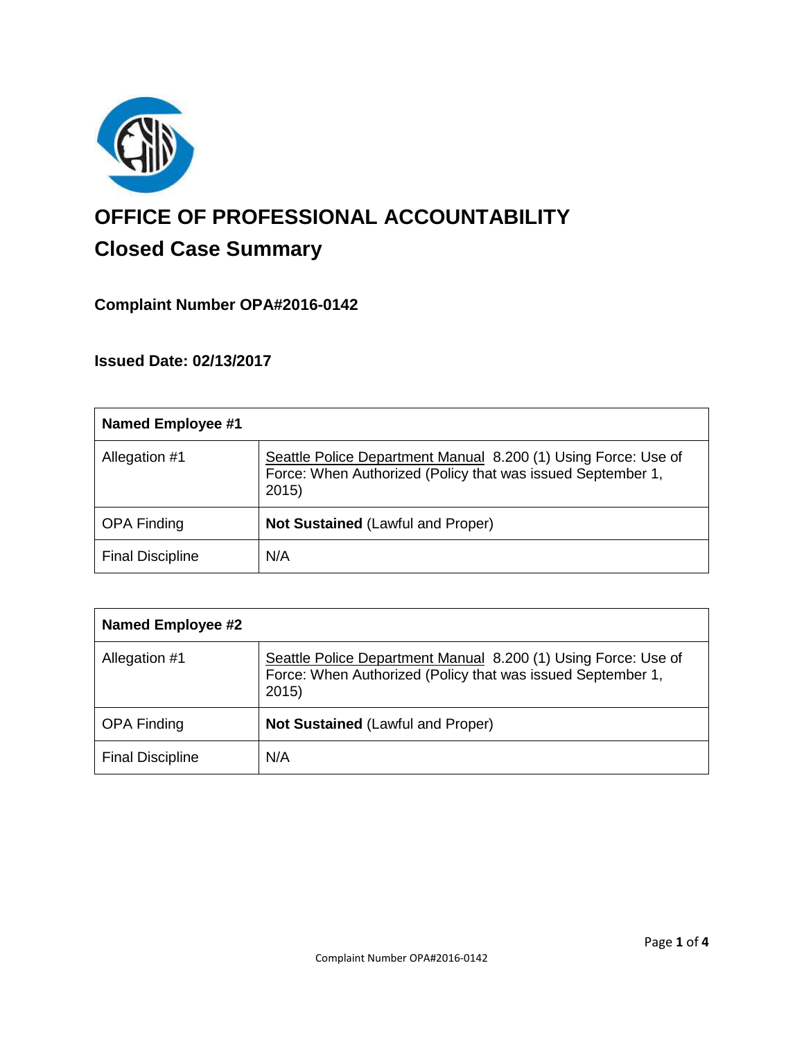# OFFICE OF PROFESSIONAL ACCOUNTABILITY

## Closed Case Summary

### Complaint Number OPA#2016-0142

### Issued Date: 02/13/2017

| Named Employee #1 | |
|---|---|
| Allegation #1 | Seattle Police Department Manual 8.200 (1) Using Force: Use of Force: When Authorized (Policy that was issued September 1, 2015) |
| OPA Finding | **Not Sustained** (Lawful and Proper) |
| Final Discipline | N/A |

| Named Employee #2 | |
|---|---|
| Allegation #1 | Seattle Police Department Manual 8.200 (1) Using Force: Use of Force: When Authorized (Policy that was issued September 1, 2015) |
| OPA Finding | **Not Sustained** (Lawful and Proper) |
| Final Discipline | N/A |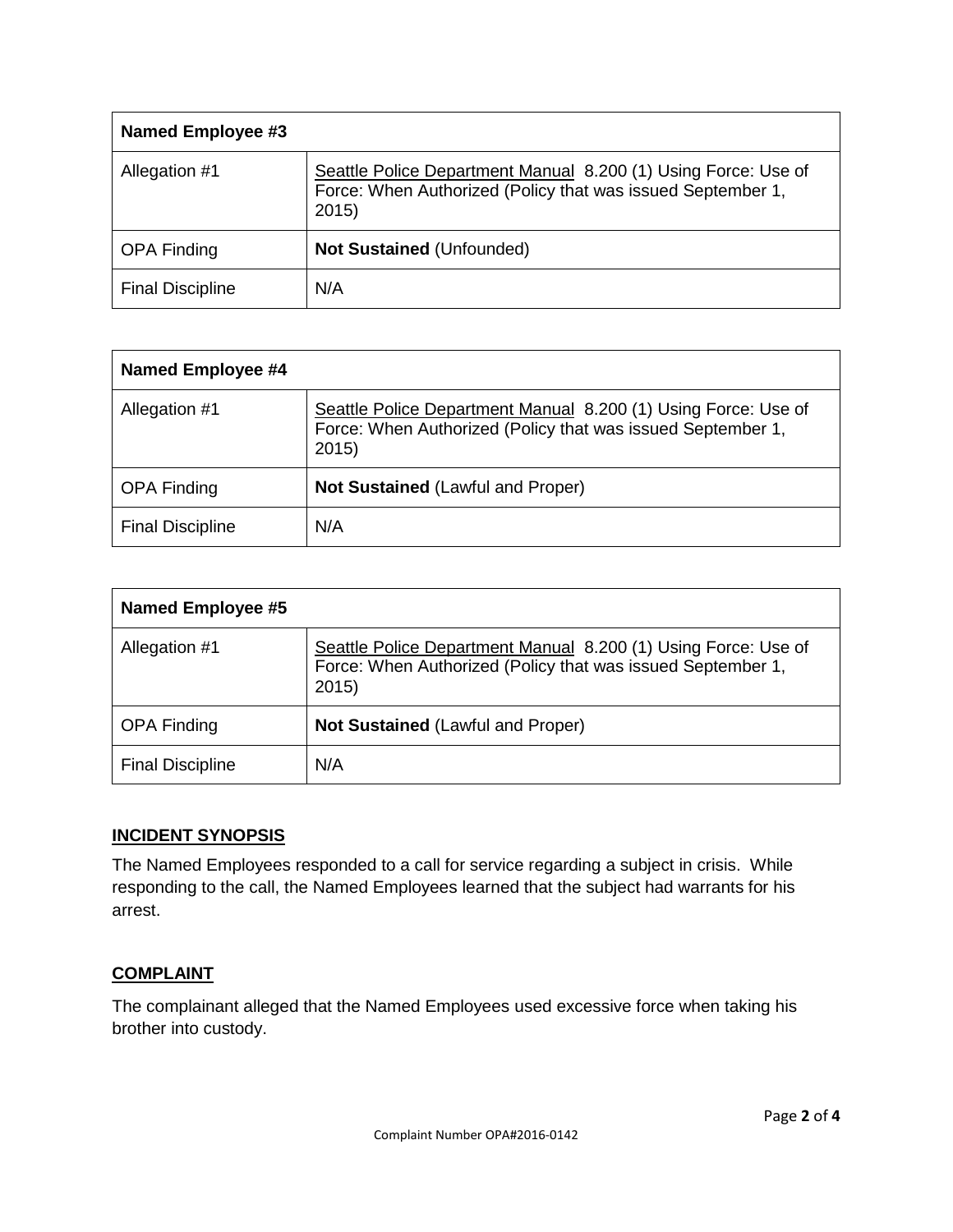| Named Employee #3 | |
|---|---|
| Allegation #1 | Seattle Police Department Manual 8.200 (1) Using Force: Use of Force: When Authorized (Policy that was issued September 1, 2015) |
| OPA Finding | **Not Sustained** (Unfounded) |
| Final Discipline | N/A |

| Named Employee #4 | |
|---|---|
| Allegation #1 | Seattle Police Department Manual 8.200 (1) Using Force: Use of Force: When Authorized (Policy that was issued September 1, 2015) |
| OPA Finding | **Not Sustained** (Lawful and Proper) |
| Final Discipline | N/A |

| Named Employee #5 | |
|---|---|
| Allegation #1 | Seattle Police Department Manual 8.200 (1) Using Force: Use of Force: When Authorized (Policy that was issued September 1, 2015) |
| OPA Finding | **Not Sustained** (Lawful and Proper) |
| Final Discipline | N/A |

## INCIDENT SYNOPSIS

The Named Employees responded to a call for service regarding a subject in crisis. While responding to the call, the Named Employees learned that the subject had warrants for his arrest.

## COMPLAINT

The complainant alleged that the Named Employees used excessive force when taking his brother into custody.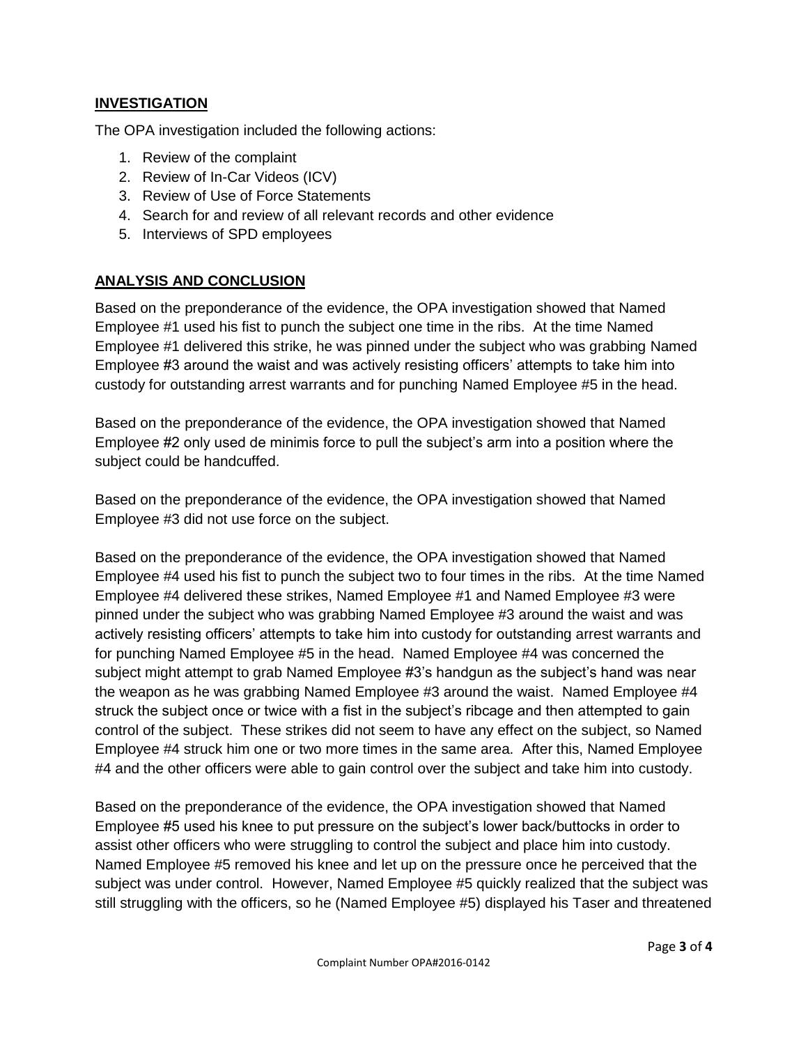## INVESTIGATION

The OPA investigation included the following actions:

1. Review of the complaint
2. Review of In-Car Videos (ICV)
3. Review of Use of Force Statements
4. Search for and review of all relevant records and other evidence
5. Interviews of SPD employees

## ANALYSIS AND CONCLUSION

Based on the preponderance of the evidence, the OPA investigation showed that Named Employee #1 used his fist to punch the subject one time in the ribs. At the time Named Employee #1 delivered this strike, he was pinned under the subject who was grabbing Named Employee #3 around the waist and was actively resisting officers' attempts to take him into custody for outstanding arrest warrants and for punching Named Employee #5 in the head.

Based on the preponderance of the evidence, the OPA investigation showed that Named Employee #2 only used de minimis force to pull the subject's arm into a position where the subject could be handcuffed.

Based on the preponderance of the evidence, the OPA investigation showed that Named Employee #3 did not use force on the subject.

Based on the preponderance of the evidence, the OPA investigation showed that Named Employee #4 used his fist to punch the subject two to four times in the ribs. At the time Named Employee #4 delivered these strikes, Named Employee #1 and Named Employee #3 were pinned under the subject who was grabbing Named Employee #3 around the waist and was actively resisting officers' attempts to take him into custody for outstanding arrest warrants and for punching Named Employee #5 in the head. Named Employee #4 was concerned the subject might attempt to grab Named Employee #3's handgun as the subject's hand was near the weapon as he was grabbing Named Employee #3 around the waist. Named Employee #4 struck the subject once or twice with a fist in the subject's ribcage and then attempted to gain control of the subject. These strikes did not seem to have any effect on the subject, so Named Employee #4 struck him one or two more times in the same area. After this, Named Employee #4 and the other officers were able to gain control over the subject and take him into custody.

Based on the preponderance of the evidence, the OPA investigation showed that Named Employee #5 used his knee to put pressure on the subject's lower back/buttocks in order to assist other officers who were struggling to control the subject and place him into custody. Named Employee #5 removed his knee and let up on the pressure once he perceived that the subject was under control. However, Named Employee #5 quickly realized that the subject was still struggling with the officers, so he (Named Employee #5) displayed his Taser and threatened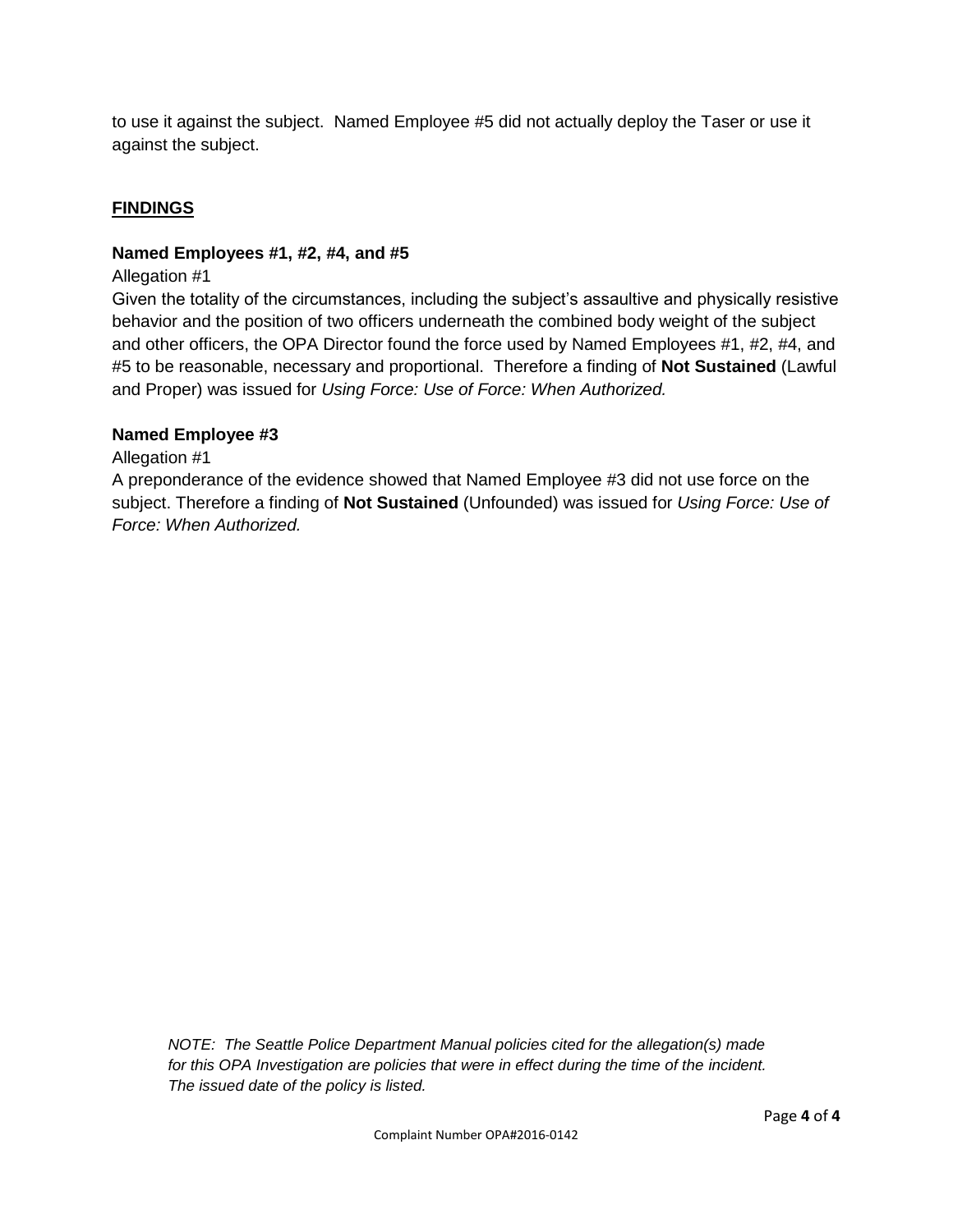to use it against the subject. Named Employee #5 did not actually deploy the Taser or use it against the subject.

## FINDINGS

**Named Employees #1, #2, #4, and #5**

Allegation #1

Given the totality of the circumstances, including the subject's assaultive and physically resistive behavior and the position of two officers underneath the combined body weight of the subject and other officers, the OPA Director found the force used by Named Employees #1, #2, #4, and #5 to be reasonable, necessary and proportional. Therefore a finding of **Not Sustained** (Lawful and Proper) was issued for *Using Force: Use of Force: When Authorized.*

**Named Employee #3**

Allegation #1

A preponderance of the evidence showed that Named Employee #3 did not use force on the subject. Therefore a finding of **Not Sustained** (Unfounded) was issued for *Using Force: Use of Force: When Authorized.*

*NOTE: The Seattle Police Department Manual policies cited for the allegation(s) made for this OPA Investigation are policies that were in effect during the time of the incident. The issued date of the policy is listed.*

Complaint Number OPA#2016-0142